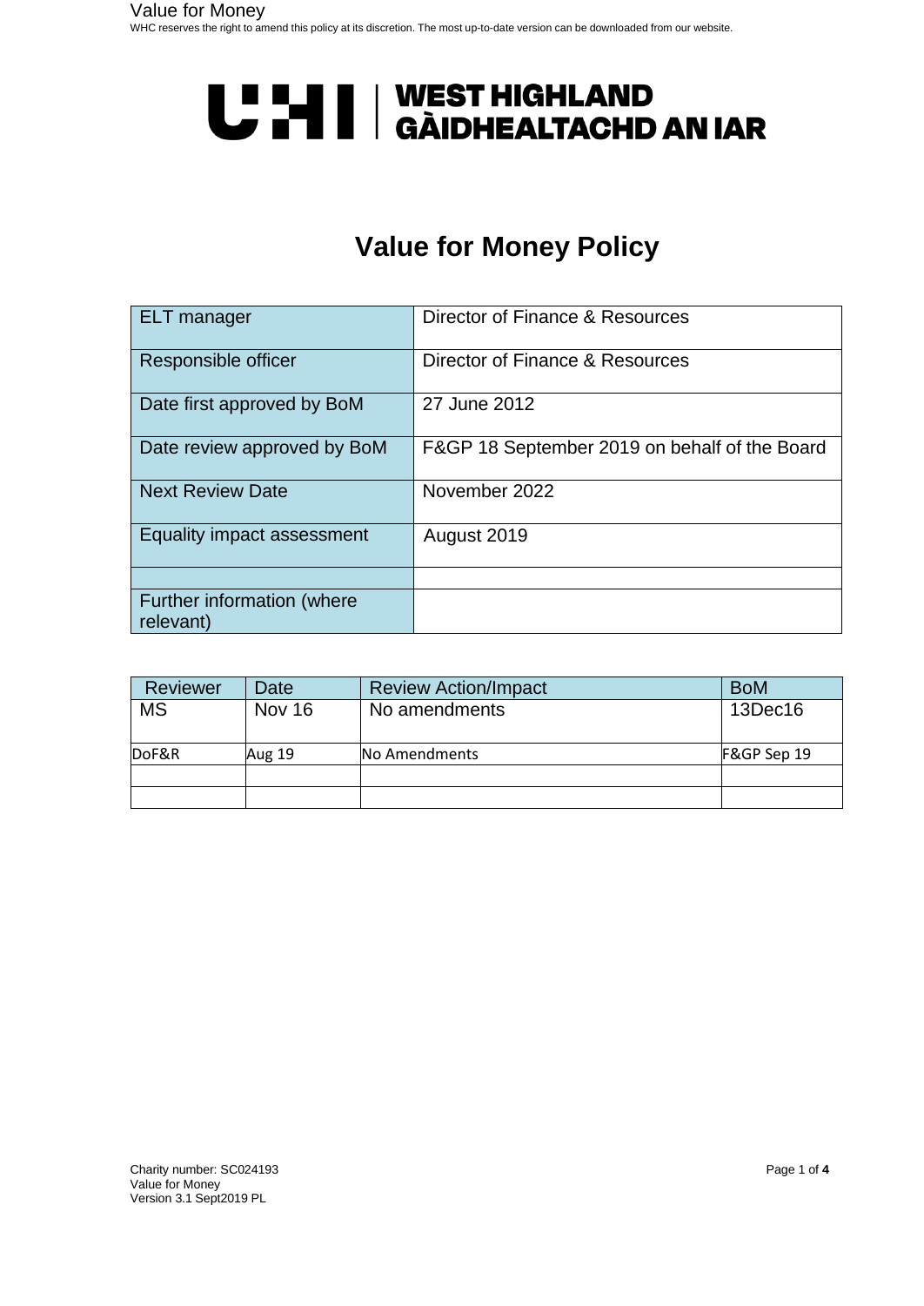# Value for Money Policy

| ELT manager | Director of Finance & Resources |
|---|---|
| Responsible officer | Director of Finance & Resources |
| Date first approved by BoM | 27 June 2012 |
| Date review approved by BoM | F&GP 18 September 2019 on behalf of the Board |
| Next Review Date | November 2022 |
| Equality impact assessment | August 2019 |
| | |
| Further information (where relevant) | |

| Reviewer | Date | Review Action/Impact | BoM |
|---|---|---|---|
| MS | Nov 16 | No amendments | 13Dec16 |
| DoF&R | Aug 19 | No Amendments | F&GP Sep 19 |
| | | | |
| | | | |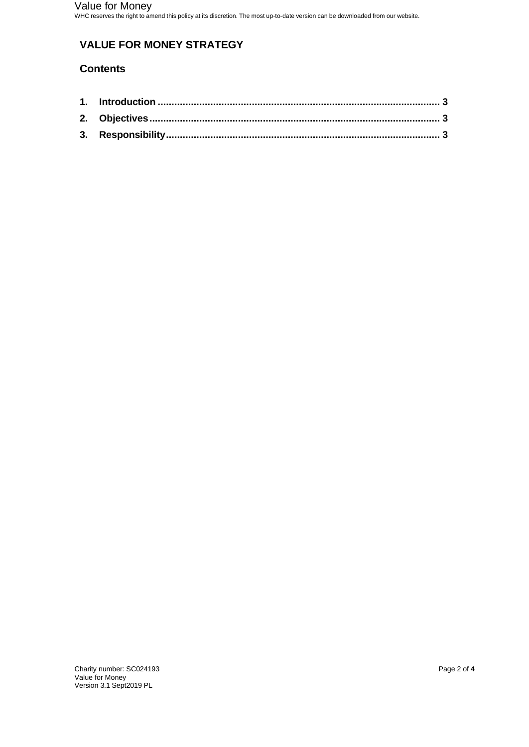## VALUE FOR MONEY STRATEGY

### Contents

1. Introduction .................................................................................................... 3
2. Objectives ....................................................................................................... 3
3. Responsibility ................................................................................................. 3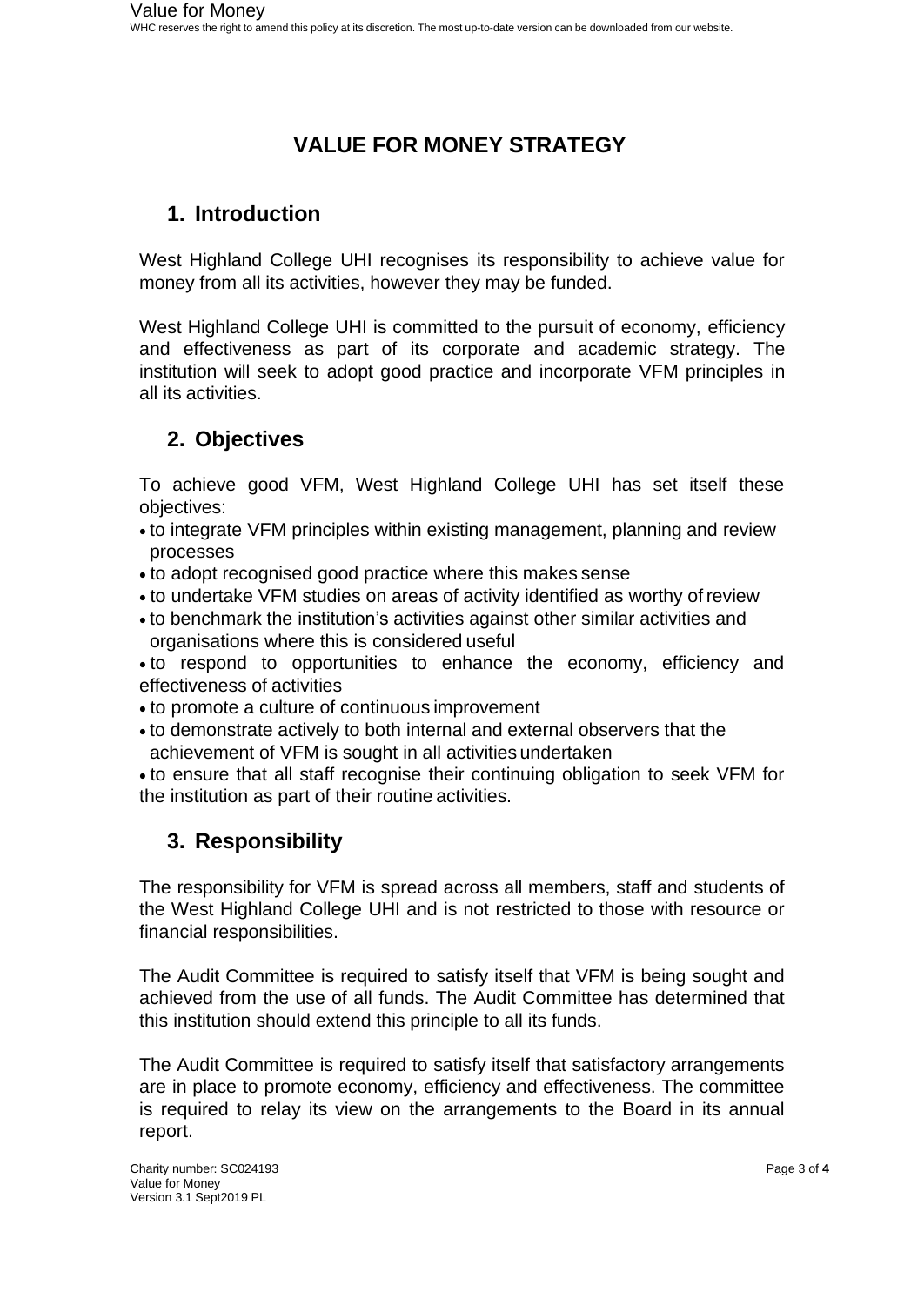# VALUE FOR MONEY STRATEGY

## 1. Introduction

West Highland College UHI recognises its responsibility to achieve value for money from all its activities, however they may be funded.

West Highland College UHI is committed to the pursuit of economy, efficiency and effectiveness as part of its corporate and academic strategy. The institution will seek to adopt good practice and incorporate VFM principles in all its activities.

## 2. Objectives

To achieve good VFM, West Highland College UHI has set itself these objectives:

- to integrate VFM principles within existing management, planning and review processes
- to adopt recognised good practice where this makes sense
- to undertake VFM studies on areas of activity identified as worthy of review
- to benchmark the institution's activities against other similar activities and organisations where this is considered useful
- to respond to opportunities to enhance the economy, efficiency and effectiveness of activities
- to promote a culture of continuous improvement
- to demonstrate actively to both internal and external observers that the achievement of VFM is sought in all activities undertaken
- to ensure that all staff recognise their continuing obligation to seek VFM for the institution as part of their routine activities.

## 3. Responsibility

The responsibility for VFM is spread across all members, staff and students of the West Highland College UHI and is not restricted to those with resource or financial responsibilities.

The Audit Committee is required to satisfy itself that VFM is being sought and achieved from the use of all funds. The Audit Committee has determined that this institution should extend this principle to all its funds.

The Audit Committee is required to satisfy itself that satisfactory arrangements are in place to promote economy, efficiency and effectiveness. The committee is required to relay its view on the arrangements to the Board in its annual report.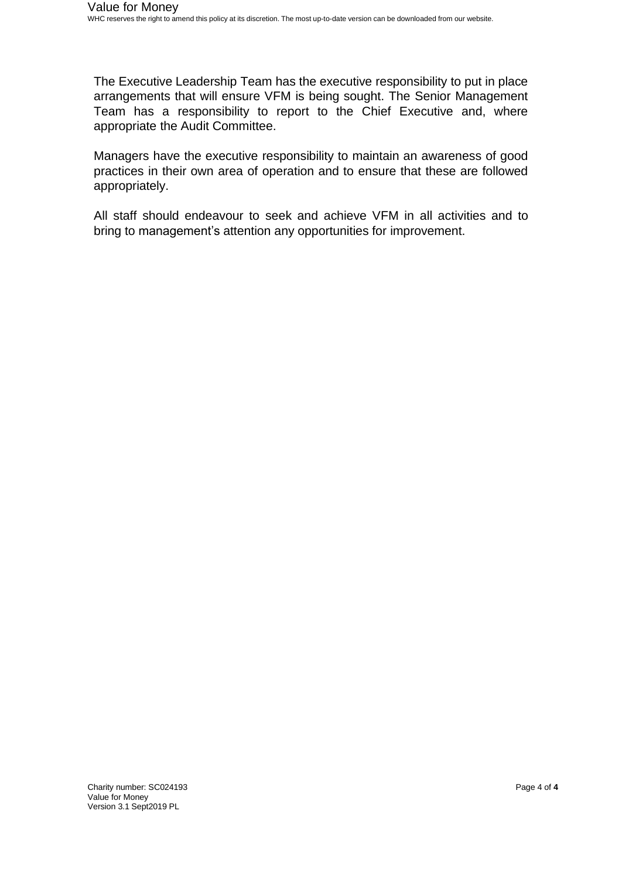The Executive Leadership Team has the executive responsibility to put in place arrangements that will ensure VFM is being sought. The Senior Management Team has a responsibility to report to the Chief Executive and, where appropriate the Audit Committee.

Managers have the executive responsibility to maintain an awareness of good practices in their own area of operation and to ensure that these are followed appropriately.

All staff should endeavour to seek and achieve VFM in all activities and to bring to management's attention any opportunities for improvement.